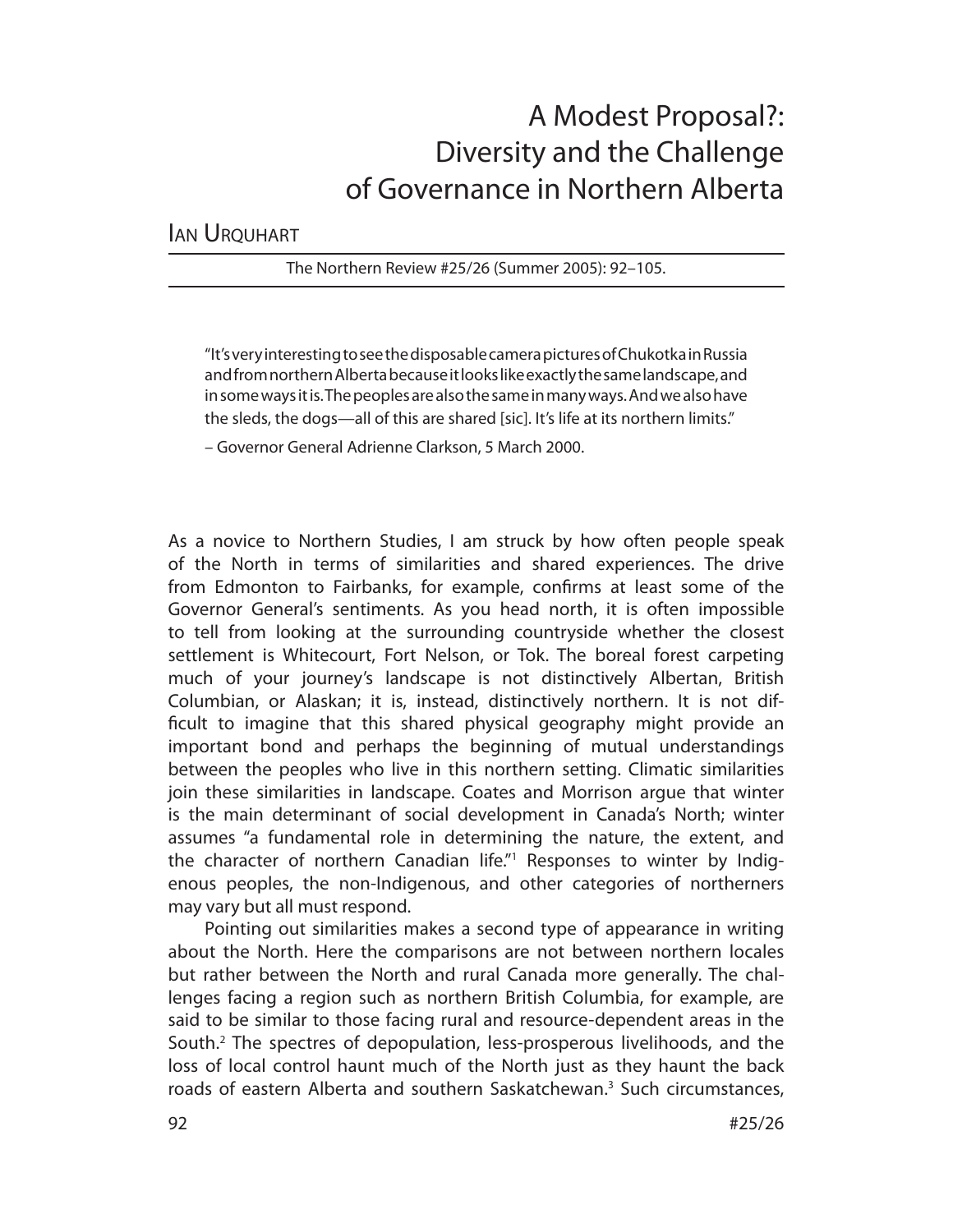# A Modest Proposal?: Diversity and the Challenge of Governance in Northern Alberta

Ian Urquhart

The Northern Review #25/26 (Summer 2005): 92–105.

> "It's very interesting to see the disposable camera pictures of Chukotka in Russia and from northern Alberta because it looks like exactly the same landscape, and in some ways it is. The peoples are also the same in many ways. And we also have the sleds, the dogs—all of this are shared [sic]. It's life at its northern limits."
>
> – Governor General Adrienne Clarkson, 5 March 2000.

As a novice to Northern Studies, I am struck by how often people speak of the North in terms of similarities and shared experiences. The drive from Edmonton to Fairbanks, for example, confirms at least some of the Governor General's sentiments. As you head north, it is often impossible to tell from looking at the surrounding countryside whether the closest settlement is Whitecourt, Fort Nelson, or Tok. The boreal forest carpeting much of your journey's landscape is not distinctively Albertan, British Columbian, or Alaskan; it is, instead, distinctively northern. It is not difficult to imagine that this shared physical geography might provide an important bond and perhaps the beginning of mutual understandings between the peoples who live in this northern setting. Climatic similarities join these similarities in landscape. Coates and Morrison argue that winter is the main determinant of social development in Canada's North; winter assumes "a fundamental role in determining the nature, the extent, and the character of northern Canadian life."[1] Responses to winter by Indigenous peoples, the non-Indigenous, and other categories of northerners may vary but all must respond.

Pointing out similarities makes a second type of appearance in writing about the North. Here the comparisons are not between northern locales but rather between the North and rural Canada more generally. The challenges facing a region such as northern British Columbia, for example, are said to be similar to those facing rural and resource-dependent areas in the South.[2] The spectres of depopulation, less-prosperous livelihoods, and the loss of local control haunt much of the North just as they haunt the back roads of eastern Alberta and southern Saskatchewan.[3] Such circumstances,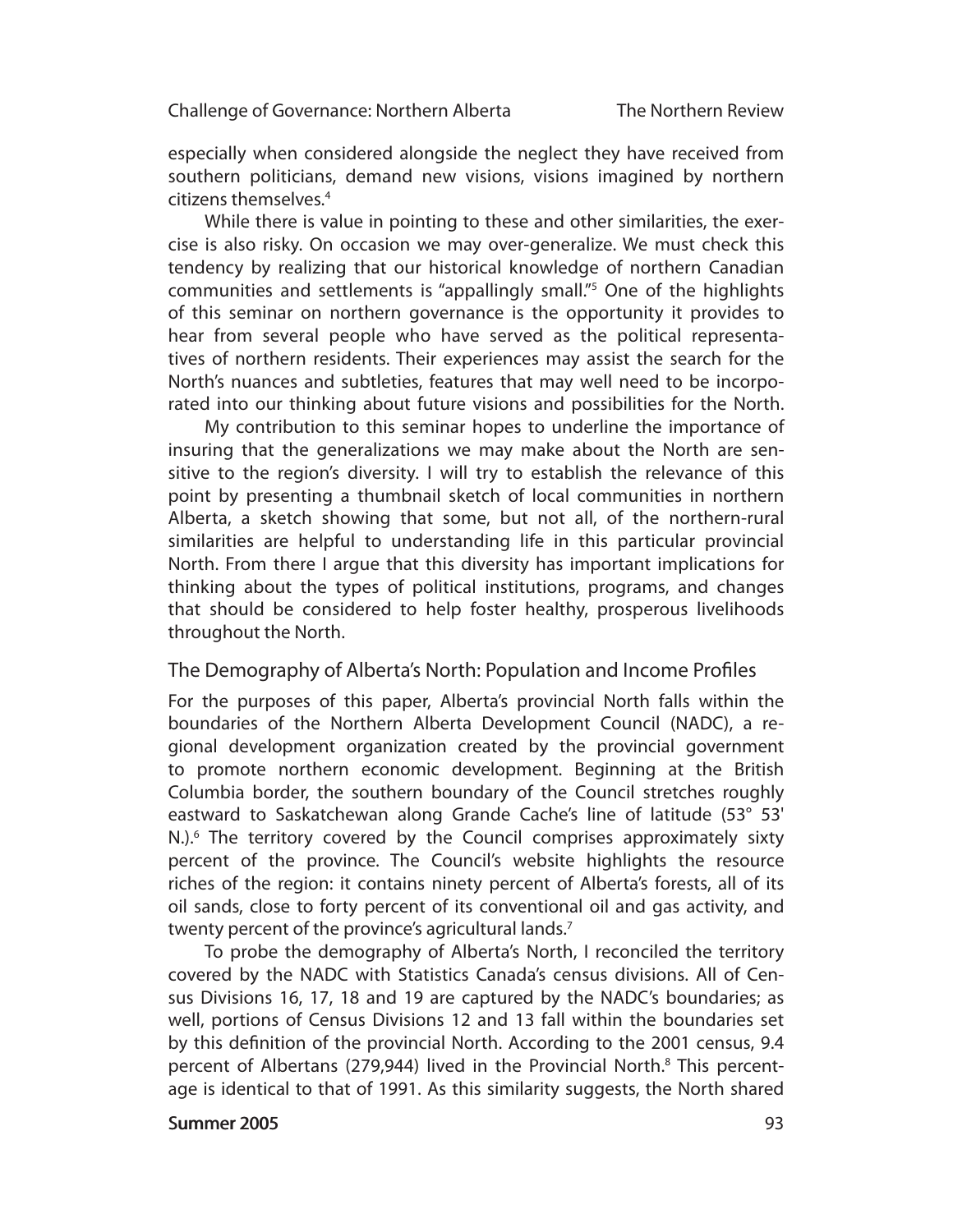especially when considered alongside the neglect they have received from southern politicians, demand new visions, visions imagined by northern citizens themselves.[4]

While there is value in pointing to these and other similarities, the exercise is also risky. On occasion we may over-generalize. We must check this tendency by realizing that our historical knowledge of northern Canadian communities and settlements is "appallingly small."[5] One of the highlights of this seminar on northern governance is the opportunity it provides to hear from several people who have served as the political representatives of northern residents. Their experiences may assist the search for the North's nuances and subtleties, features that may well need to be incorporated into our thinking about future visions and possibilities for the North.

My contribution to this seminar hopes to underline the importance of insuring that the generalizations we may make about the North are sensitive to the region's diversity. I will try to establish the relevance of this point by presenting a thumbnail sketch of local communities in northern Alberta, a sketch showing that some, but not all, of the northern-rural similarities are helpful to understanding life in this particular provincial North. From there I argue that this diversity has important implications for thinking about the types of political institutions, programs, and changes that should be considered to help foster healthy, prosperous livelihoods throughout the North.

## The Demography of Alberta's North: Population and Income Profiles

For the purposes of this paper, Alberta's provincial North falls within the boundaries of the Northern Alberta Development Council (NADC), a regional development organization created by the provincial government to promote northern economic development. Beginning at the British Columbia border, the southern boundary of the Council stretches roughly eastward to Saskatchewan along Grande Cache's line of latitude (53° 53' N.).[6] The territory covered by the Council comprises approximately sixty percent of the province. The Council's website highlights the resource riches of the region: it contains ninety percent of Alberta's forests, all of its oil sands, close to forty percent of its conventional oil and gas activity, and twenty percent of the province's agricultural lands.[7]

To probe the demography of Alberta's North, I reconciled the territory covered by the NADC with Statistics Canada's census divisions. All of Census Divisions 16, 17, 18 and 19 are captured by the NADC's boundaries; as well, portions of Census Divisions 12 and 13 fall within the boundaries set by this definition of the provincial North. According to the 2001 census, 9.4 percent of Albertans (279,944) lived in the Provincial North.[8] This percentage is identical to that of 1991. As this similarity suggests, the North shared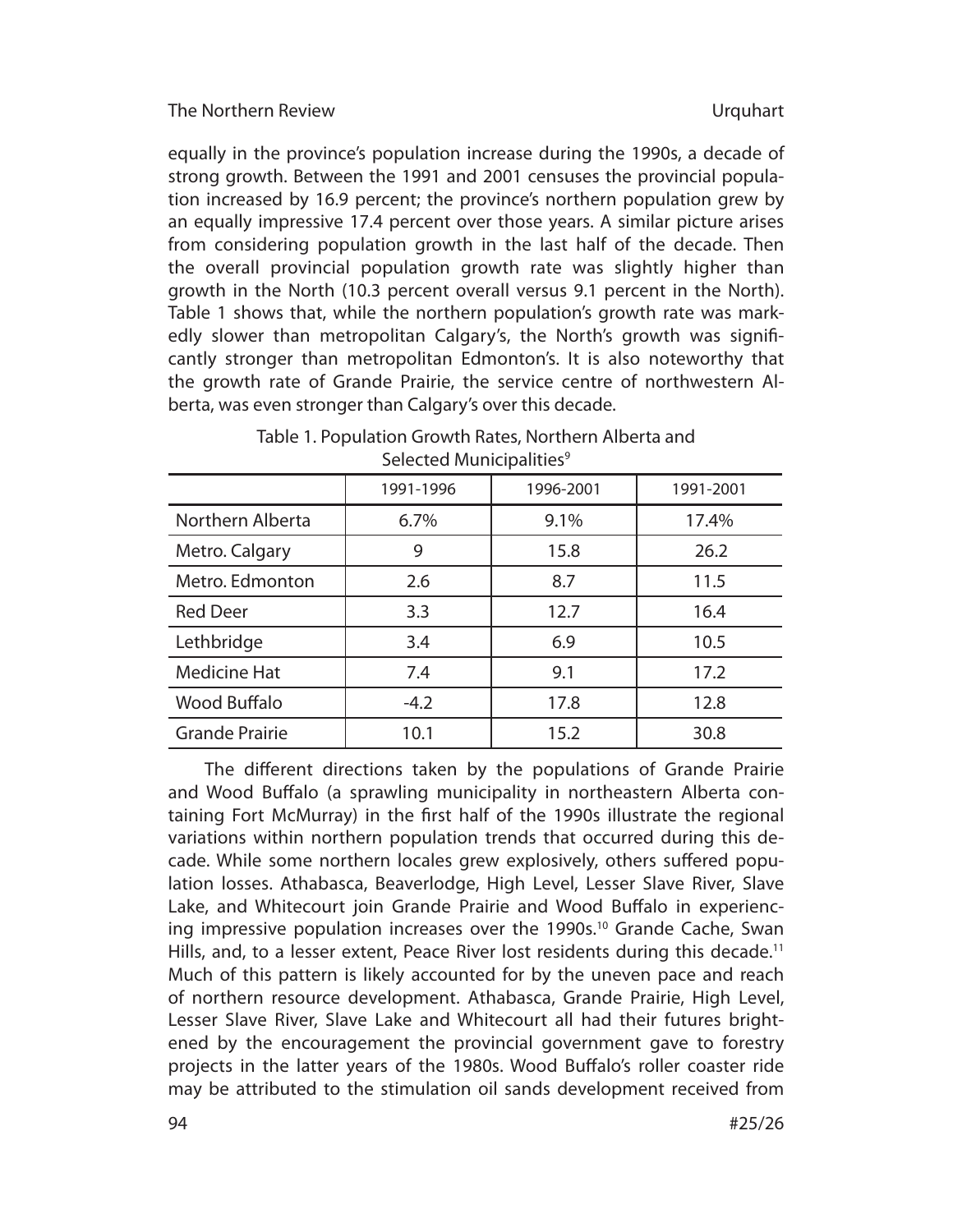equally in the province's population increase during the 1990s, a decade of strong growth. Between the 1991 and 2001 censuses the provincial population increased by 16.9 percent; the province's northern population grew by an equally impressive 17.4 percent over those years. A similar picture arises from considering population growth in the last half of the decade. Then the overall provincial population growth rate was slightly higher than growth in the North (10.3 percent overall versus 9.1 percent in the North). Table 1 shows that, while the northern population's growth rate was markedly slower than metropolitan Calgary's, the North's growth was significantly stronger than metropolitan Edmonton's. It is also noteworthy that the growth rate of Grande Prairie, the service centre of northwestern Alberta, was even stronger than Calgary's over this decade.

Table 1. Population Growth Rates, Northern Alberta and Selected Municipalities[9]

| | 1991-1996 | 1996-2001 | 1991-2001 |
|---|---|---|---|
| Northern Alberta | 6.7% | 9.1% | 17.4% |
| Metro. Calgary | 9 | 15.8 | 26.2 |
| Metro. Edmonton | 2.6 | 8.7 | 11.5 |
| Red Deer | 3.3 | 12.7 | 16.4 |
| Lethbridge | 3.4 | 6.9 | 10.5 |
| Medicine Hat | 7.4 | 9.1 | 17.2 |
| Wood Buffalo | -4.2 | 17.8 | 12.8 |
| Grande Prairie | 10.1 | 15.2 | 30.8 |

The different directions taken by the populations of Grande Prairie and Wood Buffalo (a sprawling municipality in northeastern Alberta containing Fort McMurray) in the first half of the 1990s illustrate the regional variations within northern population trends that occurred during this decade. While some northern locales grew explosively, others suffered population losses. Athabasca, Beaverlodge, High Level, Lesser Slave River, Slave Lake, and Whitecourt join Grande Prairie and Wood Buffalo in experiencing impressive population increases over the 1990s.[10] Grande Cache, Swan Hills, and, to a lesser extent, Peace River lost residents during this decade.[11] Much of this pattern is likely accounted for by the uneven pace and reach of northern resource development. Athabasca, Grande Prairie, High Level, Lesser Slave River, Slave Lake and Whitecourt all had their futures brightened by the encouragement the provincial government gave to forestry projects in the latter years of the 1980s. Wood Buffalo's roller coaster ride may be attributed to the stimulation oil sands development received from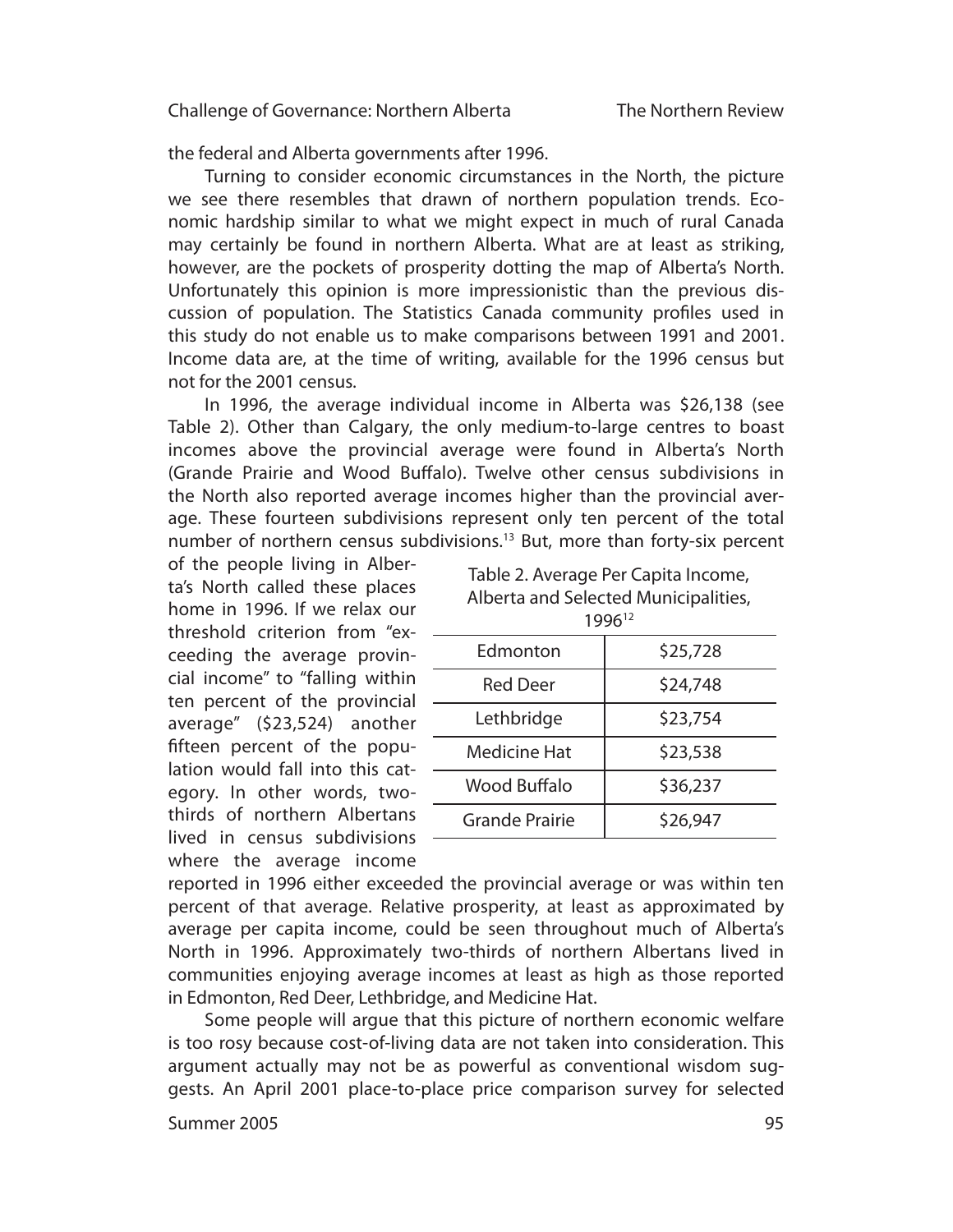the federal and Alberta governments after 1996.

Turning to consider economic circumstances in the North, the picture we see there resembles that drawn of northern population trends. Economic hardship similar to what we might expect in much of rural Canada may certainly be found in northern Alberta. What are at least as striking, however, are the pockets of prosperity dotting the map of Alberta's North. Unfortunately this opinion is more impressionistic than the previous discussion of population. The Statistics Canada community profiles used in this study do not enable us to make comparisons between 1991 and 2001. Income data are, at the time of writing, available for the 1996 census but not for the 2001 census.

In 1996, the average individual income in Alberta was $26,138 (see Table 2). Other than Calgary, the only medium-to-large centres to boast incomes above the provincial average were found in Alberta's North (Grande Prairie and Wood Buffalo). Twelve other census subdivisions in the North also reported average incomes higher than the provincial average. These fourteen subdivisions represent only ten percent of the total number of northern census subdivisions.[13] But, more than forty-six percent of the people living in Alberta's North called these places home in 1996. If we relax our threshold criterion from "exceeding the average provincial income" to "falling within ten percent of the provincial average" ($23,524) another fifteen percent of the population would fall into this category. In other words, two-thirds of northern Albertans lived in census subdivisions where the average income reported in 1996 either exceeded the provincial average or was within ten percent of that average. Relative prosperity, at least as approximated by average per capita income, could be seen throughout much of Alberta's North in 1996. Approximately two-thirds of northern Albertans lived in communities enjoying average incomes at least as high as those reported in Edmonton, Red Deer, Lethbridge, and Medicine Hat.

Table 2. Average Per Capita Income, Alberta and Selected Municipalities, 1996[12]

| | |
|---|---|
| Edmonton | $25,728 |
| Red Deer | $24,748 |
| Lethbridge | $23,754 |
| Medicine Hat | $23,538 |
| Wood Buffalo | $36,237 |
| Grande Prairie | $26,947 |

Some people will argue that this picture of northern economic welfare is too rosy because cost-of-living data are not taken into consideration. This argument actually may not be as powerful as conventional wisdom suggests. An April 2001 place-to-place price comparison survey for selected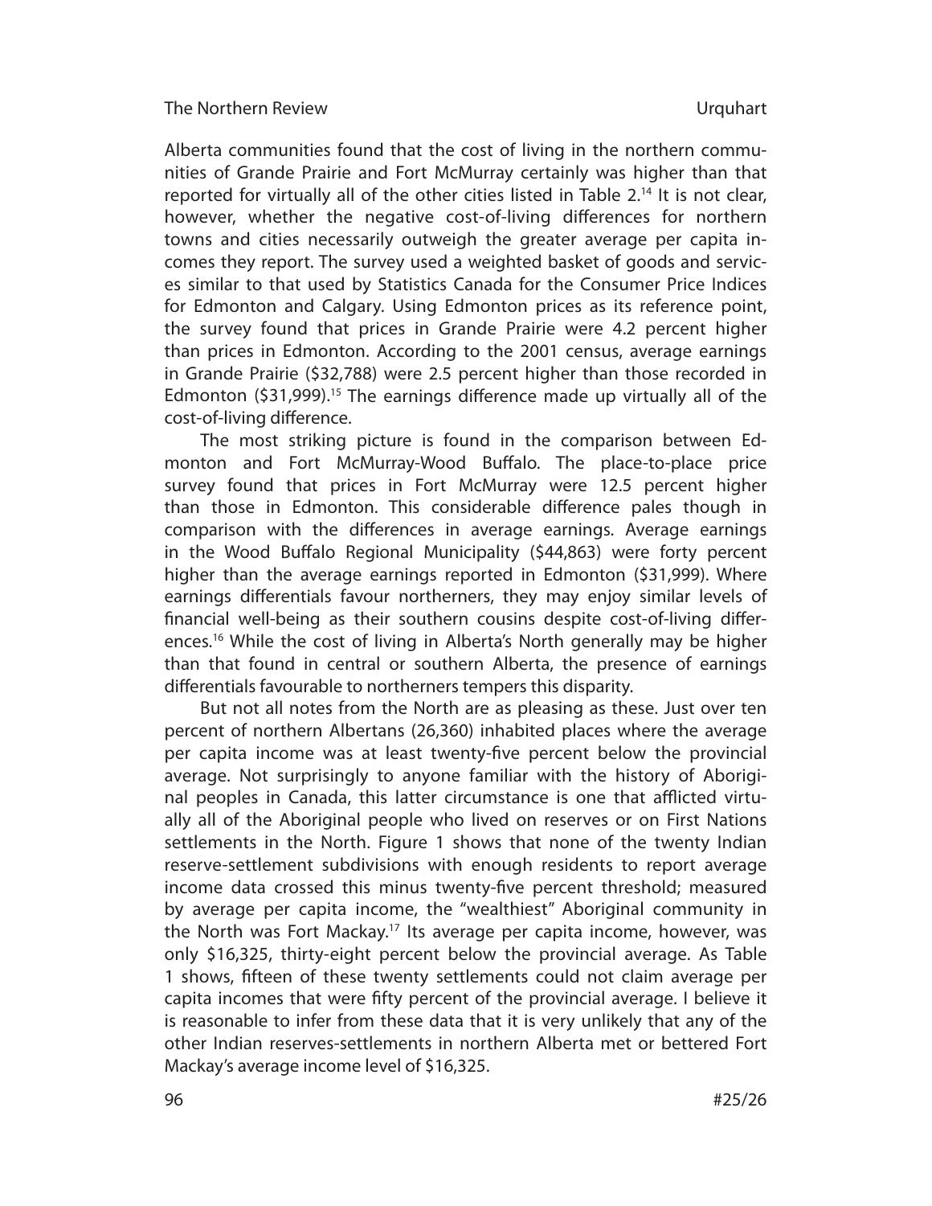Alberta communities found that the cost of living in the northern communities of Grande Prairie and Fort McMurray certainly was higher than that reported for virtually all of the other cities listed in Table 2.[14] It is not clear, however, whether the negative cost-of-living differences for northern towns and cities necessarily outweigh the greater average per capita incomes they report. The survey used a weighted basket of goods and services similar to that used by Statistics Canada for the Consumer Price Indices for Edmonton and Calgary. Using Edmonton prices as its reference point, the survey found that prices in Grande Prairie were 4.2 percent higher than prices in Edmonton. According to the 2001 census, average earnings in Grande Prairie ($32,788) were 2.5 percent higher than those recorded in Edmonton ($31,999).[15] The earnings difference made up virtually all of the cost-of-living difference.

The most striking picture is found in the comparison between Edmonton and Fort McMurray-Wood Buffalo. The place-to-place price survey found that prices in Fort McMurray were 12.5 percent higher than those in Edmonton. This considerable difference pales though in comparison with the differences in average earnings. Average earnings in the Wood Buffalo Regional Municipality ($44,863) were forty percent higher than the average earnings reported in Edmonton ($31,999). Where earnings differentials favour northerners, they may enjoy similar levels of financial well-being as their southern cousins despite cost-of-living differences.[16] While the cost of living in Alberta's North generally may be higher than that found in central or southern Alberta, the presence of earnings differentials favourable to northerners tempers this disparity.

But not all notes from the North are as pleasing as these. Just over ten percent of northern Albertans (26,360) inhabited places where the average per capita income was at least twenty-five percent below the provincial average. Not surprisingly to anyone familiar with the history of Aboriginal peoples in Canada, this latter circumstance is one that afflicted virtually all of the Aboriginal people who lived on reserves or on First Nations settlements in the North. Figure 1 shows that none of the twenty Indian reserve-settlement subdivisions with enough residents to report average income data crossed this minus twenty-five percent threshold; measured by average per capita income, the "wealthiest" Aboriginal community in the North was Fort Mackay.[17] Its average per capita income, however, was only $16,325, thirty-eight percent below the provincial average. As Table 1 shows, fifteen of these twenty settlements could not claim average per capita incomes that were fifty percent of the provincial average. I believe it is reasonable to infer from these data that it is very unlikely that any of the other Indian reserves-settlements in northern Alberta met or bettered Fort Mackay's average income level of $16,325.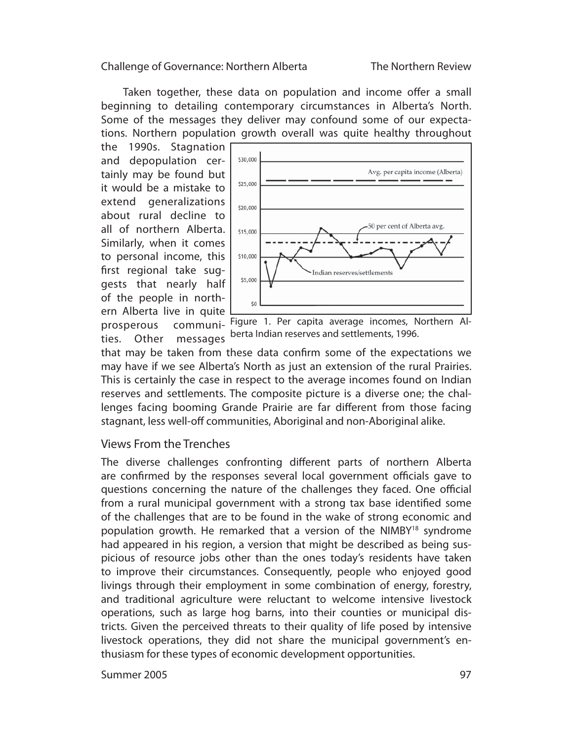Taken together, these data on population and income offer a small beginning to detailing contemporary circumstances in Alberta's North. Some of the messages they deliver may confound some of our expectations. Northern population growth overall was quite healthy throughout the 1990s. Stagnation and depopulation certainly may be found but it would be a mistake to extend generalizations about rural decline to all of northern Alberta. Similarly, when it comes to personal income, this first regional take suggests that nearly half of the people in northern Alberta live in quite prosperous communities. Other messages that may be taken from these data confirm some of the expectations we may have if we see Alberta's North as just an extension of the rural Prairies. This is certainly the case in respect to the average incomes found on Indian reserves and settlements. The composite picture is a diverse one; the challenges facing booming Grande Prairie are far different from those facing stagnant, less well-off communities, Aboriginal and non-Aboriginal alike.

Figure 1. Per capita average incomes, Northern Alberta Indian reserves and settlements, 1996.

## Views From the Trenches

The diverse challenges confronting different parts of northern Alberta are confirmed by the responses several local government officials gave to questions concerning the nature of the challenges they faced. One official from a rural municipal government with a strong tax base identified some of the challenges that are to be found in the wake of strong economic and population growth. He remarked that a version of the NIMBY[18] syndrome had appeared in his region, a version that might be described as being suspicious of resource jobs other than the ones today's residents have taken to improve their circumstances. Consequently, people who enjoyed good livings through their employment in some combination of energy, forestry, and traditional agriculture were reluctant to welcome intensive livestock operations, such as large hog barns, into their counties or municipal districts. Given the perceived threats to their quality of life posed by intensive livestock operations, they did not share the municipal government's enthusiasm for these types of economic development opportunities.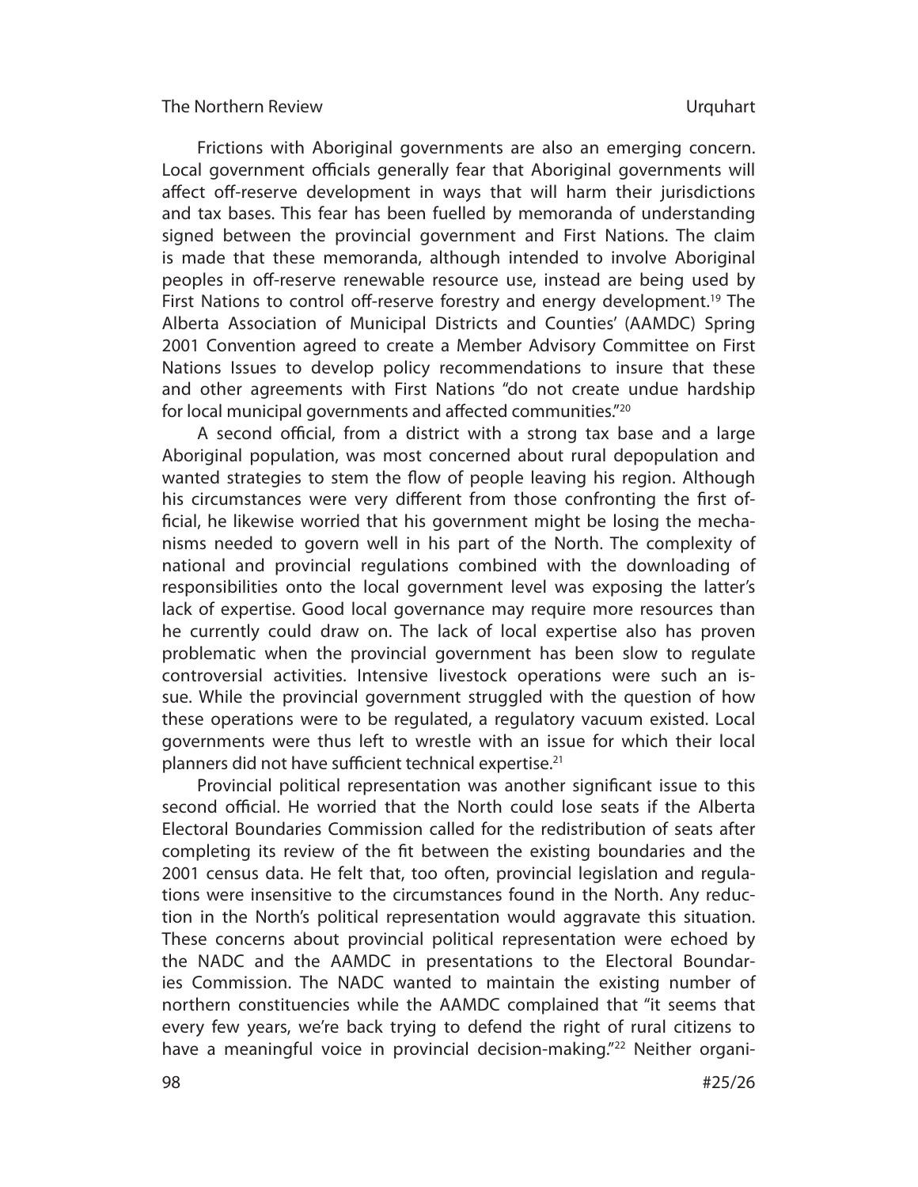Frictions with Aboriginal governments are also an emerging concern. Local government officials generally fear that Aboriginal governments will affect off-reserve development in ways that will harm their jurisdictions and tax bases. This fear has been fuelled by memoranda of understanding signed between the provincial government and First Nations. The claim is made that these memoranda, although intended to involve Aboriginal peoples in off-reserve renewable resource use, instead are being used by First Nations to control off-reserve forestry and energy development.[19] The Alberta Association of Municipal Districts and Counties' (AAMDC) Spring 2001 Convention agreed to create a Member Advisory Committee on First Nations Issues to develop policy recommendations to insure that these and other agreements with First Nations "do not create undue hardship for local municipal governments and affected communities."[20]

A second official, from a district with a strong tax base and a large Aboriginal population, was most concerned about rural depopulation and wanted strategies to stem the flow of people leaving his region. Although his circumstances were very different from those confronting the first official, he likewise worried that his government might be losing the mechanisms needed to govern well in his part of the North. The complexity of national and provincial regulations combined with the downloading of responsibilities onto the local government level was exposing the latter's lack of expertise. Good local governance may require more resources than he currently could draw on. The lack of local expertise also has proven problematic when the provincial government has been slow to regulate controversial activities. Intensive livestock operations were such an issue. While the provincial government struggled with the question of how these operations were to be regulated, a regulatory vacuum existed. Local governments were thus left to wrestle with an issue for which their local planners did not have sufficient technical expertise.[21]

Provincial political representation was another significant issue to this second official. He worried that the North could lose seats if the Alberta Electoral Boundaries Commission called for the redistribution of seats after completing its review of the fit between the existing boundaries and the 2001 census data. He felt that, too often, provincial legislation and regulations were insensitive to the circumstances found in the North. Any reduction in the North's political representation would aggravate this situation. These concerns about provincial political representation were echoed by the NADC and the AAMDC in presentations to the Electoral Boundaries Commission. The NADC wanted to maintain the existing number of northern constituencies while the AAMDC complained that "it seems that every few years, we're back trying to defend the right of rural citizens to have a meaningful voice in provincial decision-making."[22] Neither organi-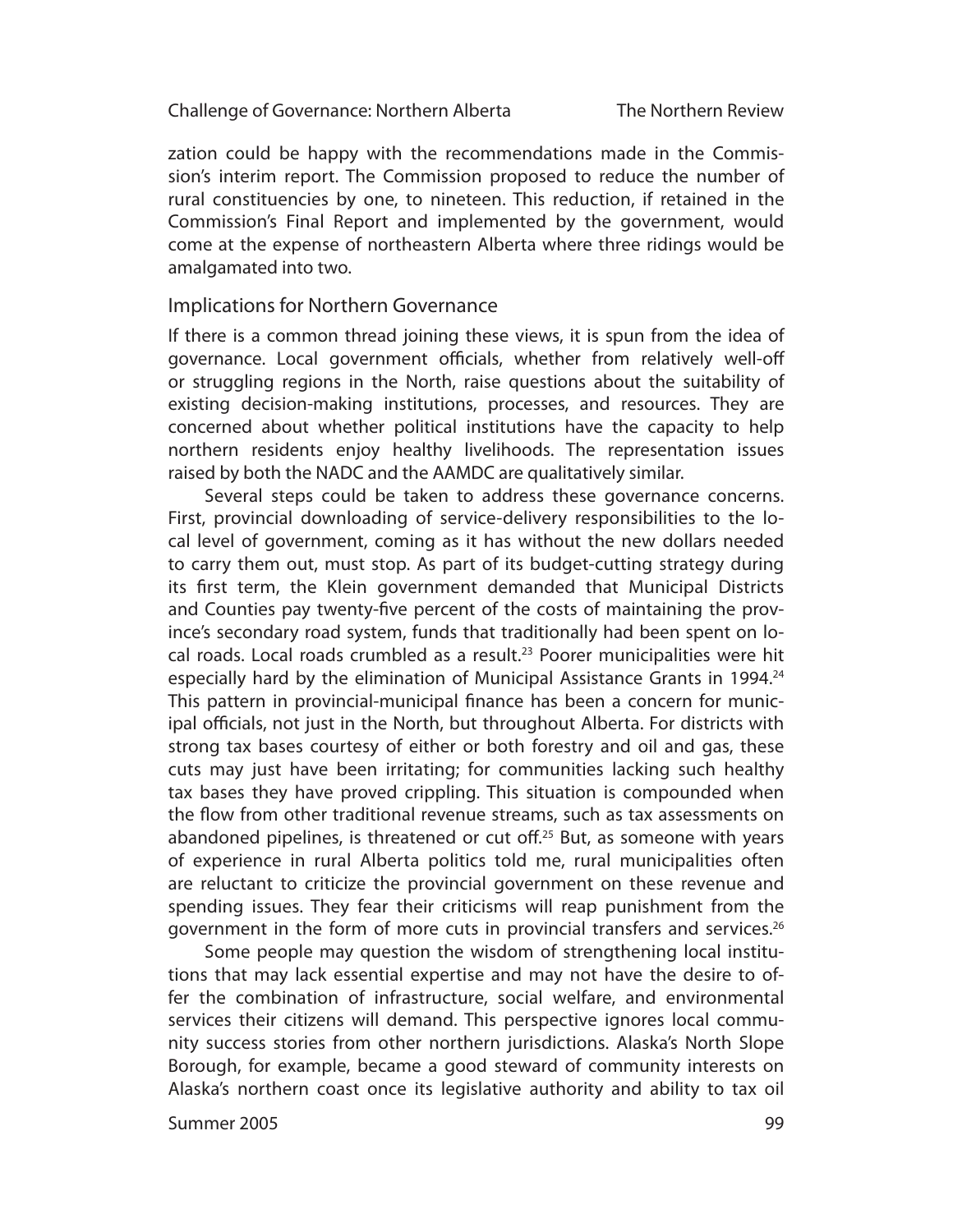zation could be happy with the recommendations made in the Commission's interim report. The Commission proposed to reduce the number of rural constituencies by one, to nineteen. This reduction, if retained in the Commission's Final Report and implemented by the government, would come at the expense of northeastern Alberta where three ridings would be amalgamated into two.

## Implications for Northern Governance

If there is a common thread joining these views, it is spun from the idea of governance. Local government officials, whether from relatively well-off or struggling regions in the North, raise questions about the suitability of existing decision-making institutions, processes, and resources. They are concerned about whether political institutions have the capacity to help northern residents enjoy healthy livelihoods. The representation issues raised by both the NADC and the AAMDC are qualitatively similar.

Several steps could be taken to address these governance concerns. First, provincial downloading of service-delivery responsibilities to the local level of government, coming as it has without the new dollars needed to carry them out, must stop. As part of its budget-cutting strategy during its first term, the Klein government demanded that Municipal Districts and Counties pay twenty-five percent of the costs of maintaining the province's secondary road system, funds that traditionally had been spent on local roads. Local roads crumbled as a result.[23] Poorer municipalities were hit especially hard by the elimination of Municipal Assistance Grants in 1994.[24] This pattern in provincial-municipal finance has been a concern for municipal officials, not just in the North, but throughout Alberta. For districts with strong tax bases courtesy of either or both forestry and oil and gas, these cuts may just have been irritating; for communities lacking such healthy tax bases they have proved crippling. This situation is compounded when the flow from other traditional revenue streams, such as tax assessments on abandoned pipelines, is threatened or cut off.[25] But, as someone with years of experience in rural Alberta politics told me, rural municipalities often are reluctant to criticize the provincial government on these revenue and spending issues. They fear their criticisms will reap punishment from the government in the form of more cuts in provincial transfers and services.[26]

Some people may question the wisdom of strengthening local institutions that may lack essential expertise and may not have the desire to offer the combination of infrastructure, social welfare, and environmental services their citizens will demand. This perspective ignores local community success stories from other northern jurisdictions. Alaska's North Slope Borough, for example, became a good steward of community interests on Alaska's northern coast once its legislative authority and ability to tax oil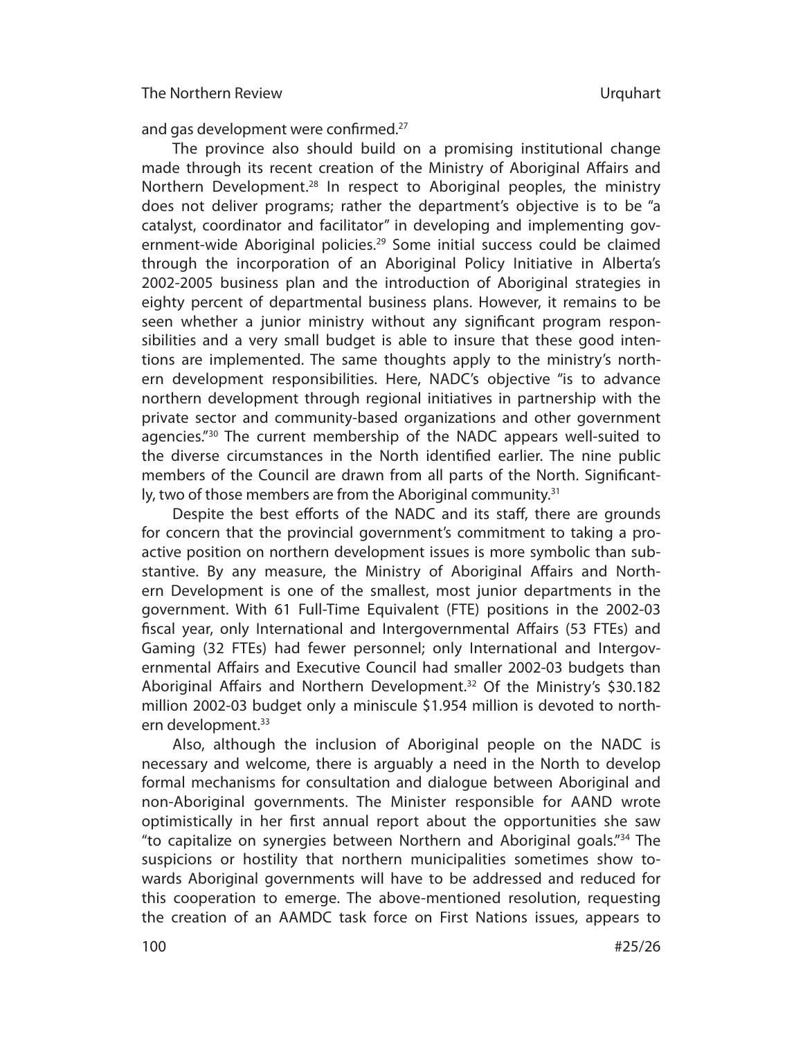and gas development were confirmed.[27]

The province also should build on a promising institutional change made through its recent creation of the Ministry of Aboriginal Affairs and Northern Development.[28] In respect to Aboriginal peoples, the ministry does not deliver programs; rather the department's objective is to be "a catalyst, coordinator and facilitator" in developing and implementing government-wide Aboriginal policies.[29] Some initial success could be claimed through the incorporation of an Aboriginal Policy Initiative in Alberta's 2002-2005 business plan and the introduction of Aboriginal strategies in eighty percent of departmental business plans. However, it remains to be seen whether a junior ministry without any significant program responsibilities and a very small budget is able to insure that these good intentions are implemented. The same thoughts apply to the ministry's northern development responsibilities. Here, NADC's objective "is to advance northern development through regional initiatives in partnership with the private sector and community-based organizations and other government agencies."[30] The current membership of the NADC appears well-suited to the diverse circumstances in the North identified earlier. The nine public members of the Council are drawn from all parts of the North. Significantly, two of those members are from the Aboriginal community.[31]

Despite the best efforts of the NADC and its staff, there are grounds for concern that the provincial government's commitment to taking a proactive position on northern development issues is more symbolic than substantive. By any measure, the Ministry of Aboriginal Affairs and Northern Development is one of the smallest, most junior departments in the government. With 61 Full-Time Equivalent (FTE) positions in the 2002-03 fiscal year, only International and Intergovernmental Affairs (53 FTEs) and Gaming (32 FTEs) had fewer personnel; only International and Intergovernmental Affairs and Executive Council had smaller 2002-03 budgets than Aboriginal Affairs and Northern Development.[32] Of the Ministry's $30.182 million 2002-03 budget only a miniscule $1.954 million is devoted to northern development.[33]

Also, although the inclusion of Aboriginal people on the NADC is necessary and welcome, there is arguably a need in the North to develop formal mechanisms for consultation and dialogue between Aboriginal and non-Aboriginal governments. The Minister responsible for AAND wrote optimistically in her first annual report about the opportunities she saw "to capitalize on synergies between Northern and Aboriginal goals."[34] The suspicions or hostility that northern municipalities sometimes show towards Aboriginal governments will have to be addressed and reduced for this cooperation to emerge. The above-mentioned resolution, requesting the creation of an AAMDC task force on First Nations issues, appears to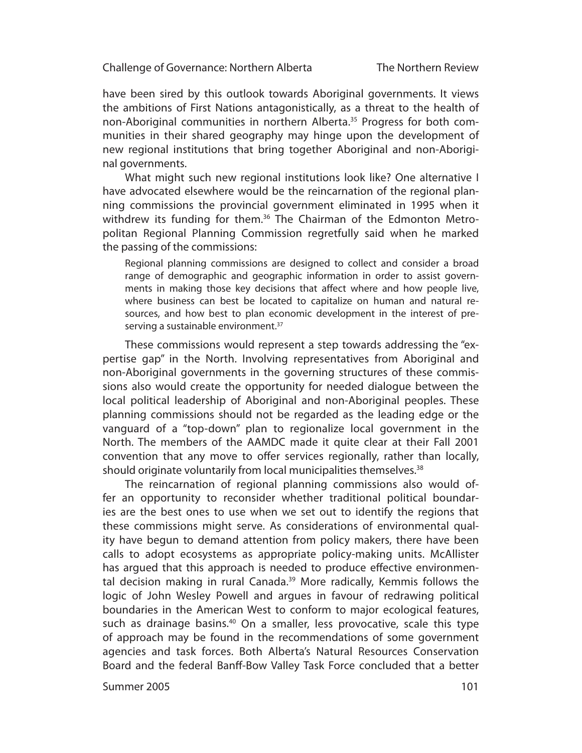have been sired by this outlook towards Aboriginal governments. It views the ambitions of First Nations antagonistically, as a threat to the health of non-Aboriginal communities in northern Alberta.[35] Progress for both communities in their shared geography may hinge upon the development of new regional institutions that bring together Aboriginal and non-Aboriginal governments.

What might such new regional institutions look like? One alternative I have advocated elsewhere would be the reincarnation of the regional planning commissions the provincial government eliminated in 1995 when it withdrew its funding for them.[36] The Chairman of the Edmonton Metropolitan Regional Planning Commission regretfully said when he marked the passing of the commissions:

> Regional planning commissions are designed to collect and consider a broad range of demographic and geographic information in order to assist governments in making those key decisions that affect where and how people live, where business can best be located to capitalize on human and natural resources, and how best to plan economic development in the interest of preserving a sustainable environment.[37]

These commissions would represent a step towards addressing the "expertise gap" in the North. Involving representatives from Aboriginal and non-Aboriginal governments in the governing structures of these commissions also would create the opportunity for needed dialogue between the local political leadership of Aboriginal and non-Aboriginal peoples. These planning commissions should not be regarded as the leading edge or the vanguard of a "top-down" plan to regionalize local government in the North. The members of the AAMDC made it quite clear at their Fall 2001 convention that any move to offer services regionally, rather than locally, should originate voluntarily from local municipalities themselves.[38]

The reincarnation of regional planning commissions also would offer an opportunity to reconsider whether traditional political boundaries are the best ones to use when we set out to identify the regions that these commissions might serve. As considerations of environmental quality have begun to demand attention from policy makers, there have been calls to adopt ecosystems as appropriate policy-making units. McAllister has argued that this approach is needed to produce effective environmental decision making in rural Canada.[39] More radically, Kemmis follows the logic of John Wesley Powell and argues in favour of redrawing political boundaries in the American West to conform to major ecological features, such as drainage basins.[40] On a smaller, less provocative, scale this type of approach may be found in the recommendations of some government agencies and task forces. Both Alberta's Natural Resources Conservation Board and the federal Banff-Bow Valley Task Force concluded that a better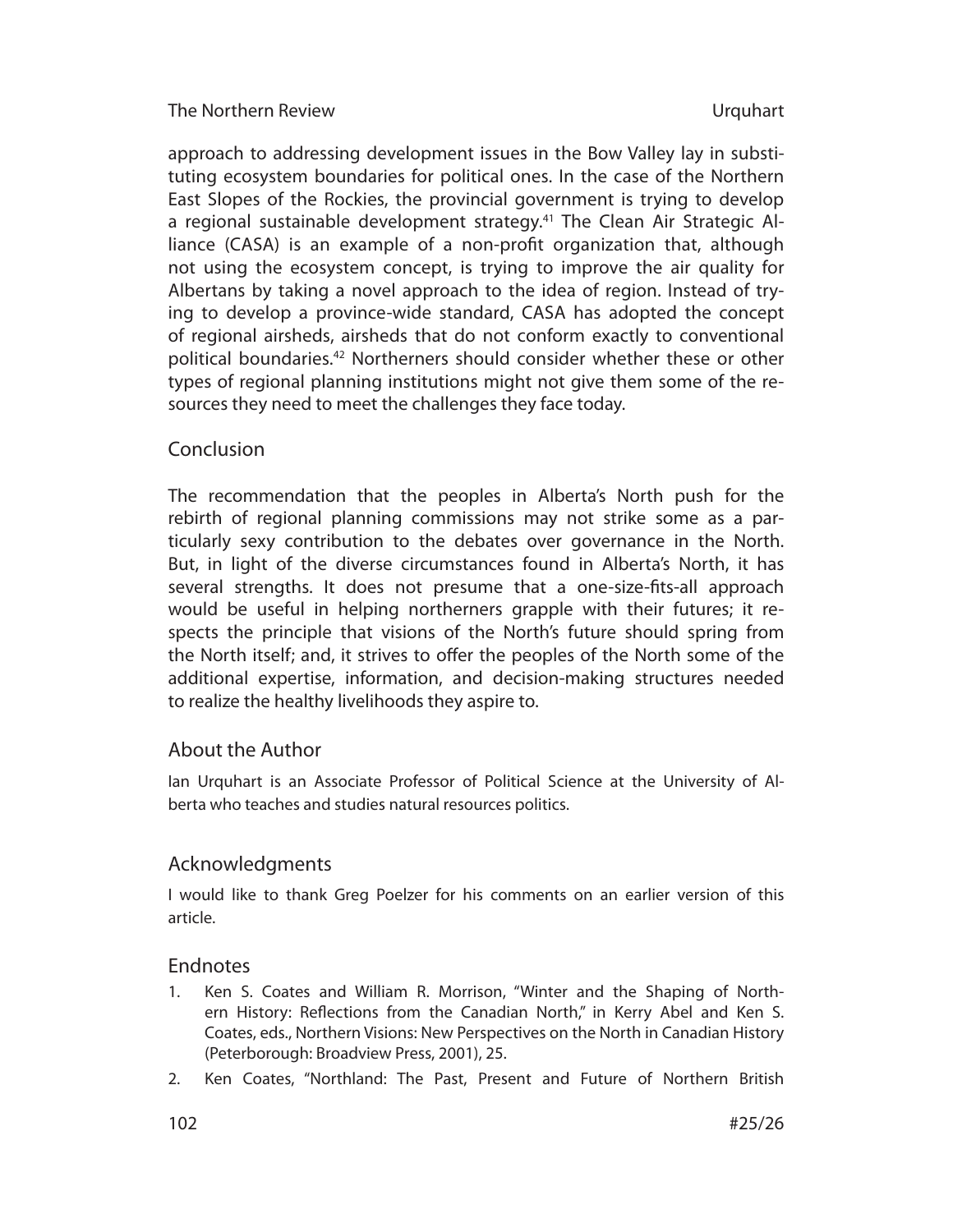approach to addressing development issues in the Bow Valley lay in substituting ecosystem boundaries for political ones. In the case of the Northern East Slopes of the Rockies, the provincial government is trying to develop a regional sustainable development strategy.[41] The Clean Air Strategic Alliance (CASA) is an example of a non-profit organization that, although not using the ecosystem concept, is trying to improve the air quality for Albertans by taking a novel approach to the idea of region. Instead of trying to develop a province-wide standard, CASA has adopted the concept of regional airsheds, airsheds that do not conform exactly to conventional political boundaries.[42] Northerners should consider whether these or other types of regional planning institutions might not give them some of the resources they need to meet the challenges they face today.

## Conclusion

The recommendation that the peoples in Alberta's North push for the rebirth of regional planning commissions may not strike some as a particularly sexy contribution to the debates over governance in the North. But, in light of the diverse circumstances found in Alberta's North, it has several strengths. It does not presume that a one-size-fits-all approach would be useful in helping northerners grapple with their futures; it respects the principle that visions of the North's future should spring from the North itself; and, it strives to offer the peoples of the North some of the additional expertise, information, and decision-making structures needed to realize the healthy livelihoods they aspire to.

## About the Author

Ian Urquhart is an Associate Professor of Political Science at the University of Alberta who teaches and studies natural resources politics.

## Acknowledgments

I would like to thank Greg Poelzer for his comments on an earlier version of this article.

## Endnotes

1. Ken S. Coates and William R. Morrison, "Winter and the Shaping of Northern History: Reflections from the Canadian North," in Kerry Abel and Ken S. Coates, eds., Northern Visions: New Perspectives on the North in Canadian History (Peterborough: Broadview Press, 2001), 25.
2. Ken Coates, "Northland: The Past, Present and Future of Northern British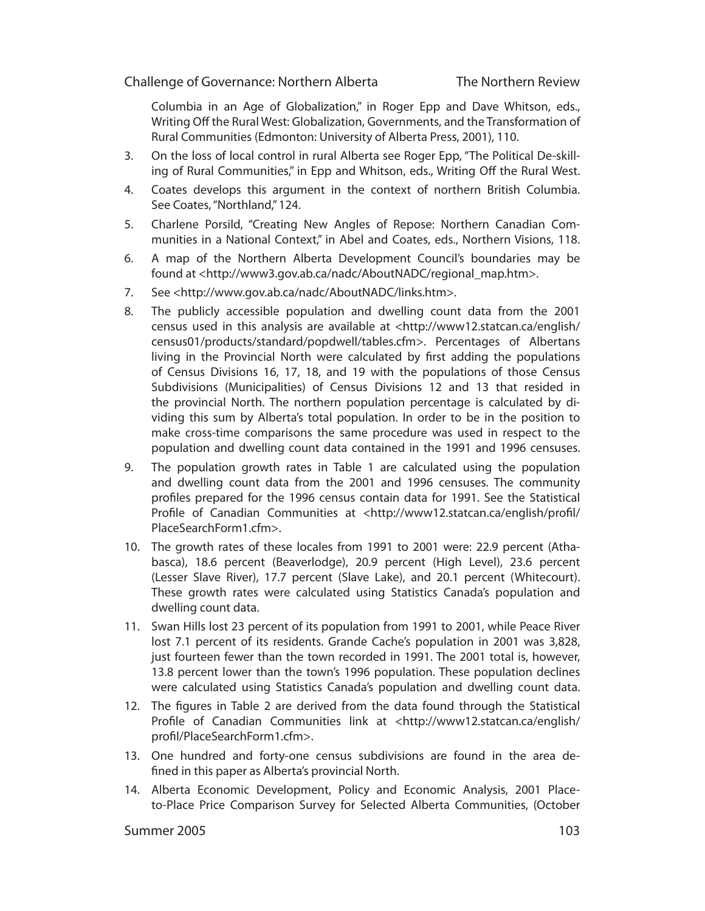Columbia in an Age of Globalization," in Roger Epp and Dave Whitson, eds., Writing Off the Rural West: Globalization, Governments, and the Transformation of Rural Communities (Edmonton: University of Alberta Press, 2001), 110.

3. On the loss of local control in rural Alberta see Roger Epp, "The Political De-skilling of Rural Communities," in Epp and Whitson, eds., Writing Off the Rural West.
4. Coates develops this argument in the context of northern British Columbia. See Coates, "Northland," 124.
5. Charlene Porsild, "Creating New Angles of Repose: Northern Canadian Communities in a National Context," in Abel and Coates, eds., Northern Visions, 118.
6. A map of the Northern Alberta Development Council's boundaries may be found at <http://www3.gov.ab.ca/nadc/AboutNADC/regional_map.htm>.
7. See <http://www.gov.ab.ca/nadc/AboutNADC/links.htm>.
8. The publicly accessible population and dwelling count data from the 2001 census used in this analysis are available at <http://www12.statcan.ca/english/census01/products/standard/popdwell/tables.cfm>. Percentages of Albertans living in the Provincial North were calculated by first adding the populations of Census Divisions 16, 17, 18, and 19 with the populations of those Census Subdivisions (Municipalities) of Census Divisions 12 and 13 that resided in the provincial North. The northern population percentage is calculated by dividing this sum by Alberta's total population. In order to be in the position to make cross-time comparisons the same procedure was used in respect to the population and dwelling count data contained in the 1991 and 1996 censuses.
9. The population growth rates in Table 1 are calculated using the population and dwelling count data from the 2001 and 1996 censuses. The community profiles prepared for the 1996 census contain data for 1991. See the Statistical Profile of Canadian Communities at <http://www12.statcan.ca/english/profil/PlaceSearchForm1.cfm>.
10. The growth rates of these locales from 1991 to 2001 were: 22.9 percent (Athabasca), 18.6 percent (Beaverlodge), 20.9 percent (High Level), 23.6 percent (Lesser Slave River), 17.7 percent (Slave Lake), and 20.1 percent (Whitecourt). These growth rates were calculated using Statistics Canada's population and dwelling count data.
11. Swan Hills lost 23 percent of its population from 1991 to 2001, while Peace River lost 7.1 percent of its residents. Grande Cache's population in 2001 was 3,828, just fourteen fewer than the town recorded in 1991. The 2001 total is, however, 13.8 percent lower than the town's 1996 population. These population declines were calculated using Statistics Canada's population and dwelling count data.
12. The figures in Table 2 are derived from the data found through the Statistical Profile of Canadian Communities link at <http://www12.statcan.ca/english/profil/PlaceSearchForm1.cfm>.
13. One hundred and forty-one census subdivisions are found in the area defined in this paper as Alberta's provincial North.
14. Alberta Economic Development, Policy and Economic Analysis, 2001 Place-to-Place Price Comparison Survey for Selected Alberta Communities, (October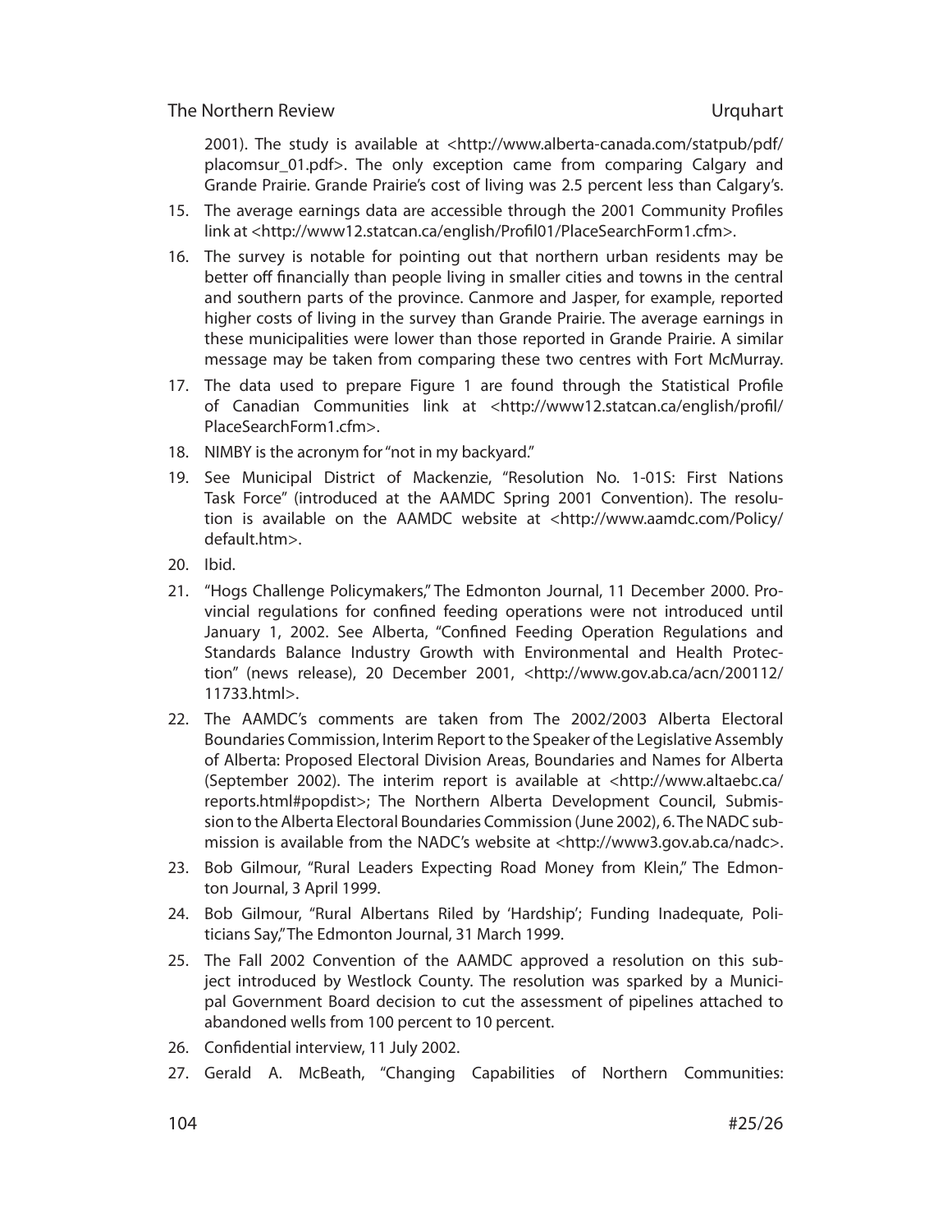2001). The study is available at <http://www.alberta-canada.com/statpub/pdf/placomsur_01.pdf>. The only exception came from comparing Calgary and Grande Prairie. Grande Prairie's cost of living was 2.5 percent less than Calgary's.

15. The average earnings data are accessible through the 2001 Community Profiles link at <http://www12.statcan.ca/english/Profil01/PlaceSearchForm1.cfm>.
16. The survey is notable for pointing out that northern urban residents may be better off financially than people living in smaller cities and towns in the central and southern parts of the province. Canmore and Jasper, for example, reported higher costs of living in the survey than Grande Prairie. The average earnings in these municipalities were lower than those reported in Grande Prairie. A similar message may be taken from comparing these two centres with Fort McMurray.
17. The data used to prepare Figure 1 are found through the Statistical Profile of Canadian Communities link at <http://www12.statcan.ca/english/profil/PlaceSearchForm1.cfm>.
18. NIMBY is the acronym for "not in my backyard."
19. See Municipal District of Mackenzie, "Resolution No. 1-01S: First Nations Task Force" (introduced at the AAMDC Spring 2001 Convention). The resolution is available on the AAMDC website at <http://www.aamdc.com/Policy/default.htm>.
20. Ibid.
21. "Hogs Challenge Policymakers," The Edmonton Journal, 11 December 2000. Provincial regulations for confined feeding operations were not introduced until January 1, 2002. See Alberta, "Confined Feeding Operation Regulations and Standards Balance Industry Growth with Environmental and Health Protection" (news release), 20 December 2001, <http://www.gov.ab.ca/acn/200112/11733.html>.
22. The AAMDC's comments are taken from The 2002/2003 Alberta Electoral Boundaries Commission, Interim Report to the Speaker of the Legislative Assembly of Alberta: Proposed Electoral Division Areas, Boundaries and Names for Alberta (September 2002). The interim report is available at <http://www.altaebc.ca/reports.html#popdist>; The Northern Alberta Development Council, Submission to the Alberta Electoral Boundaries Commission (June 2002), 6. The NADC submission is available from the NADC's website at <http://www3.gov.ab.ca/nadc>.
23. Bob Gilmour, "Rural Leaders Expecting Road Money from Klein," The Edmonton Journal, 3 April 1999.
24. Bob Gilmour, "Rural Albertans Riled by 'Hardship'; Funding Inadequate, Politicians Say," The Edmonton Journal, 31 March 1999.
25. The Fall 2002 Convention of the AAMDC approved a resolution on this subject introduced by Westlock County. The resolution was sparked by a Municipal Government Board decision to cut the assessment of pipelines attached to abandoned wells from 100 percent to 10 percent.
26. Confidential interview, 11 July 2002.
27. Gerald A. McBeath, "Changing Capabilities of Northern Communities: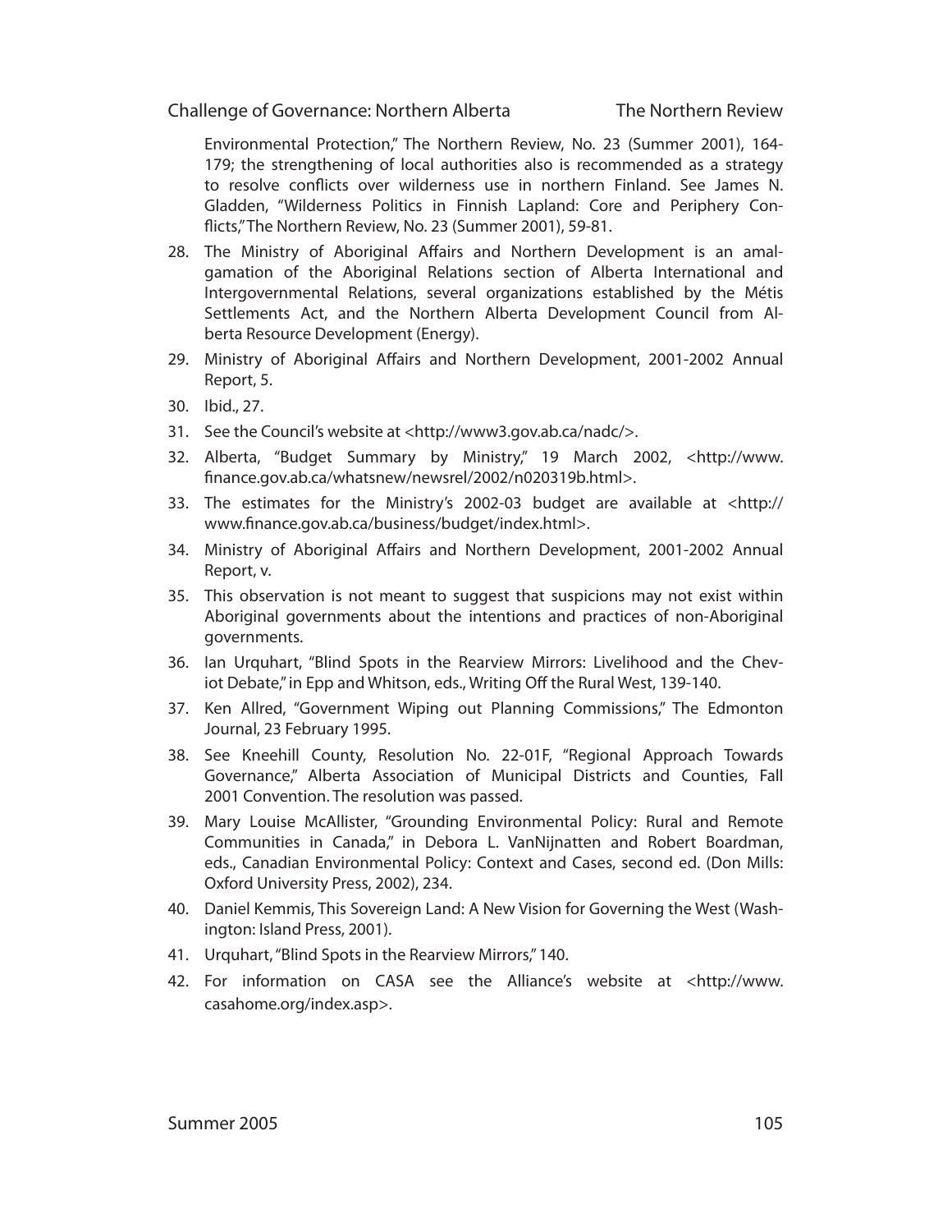Environmental Protection," The Northern Review, No. 23 (Summer 2001), 164-179; the strengthening of local authorities also is recommended as a strategy to resolve conflicts over wilderness use in northern Finland. See James N. Gladden, "Wilderness Politics in Finnish Lapland: Core and Periphery Conflicts," The Northern Review, No. 23 (Summer 2001), 59-81.

28. The Ministry of Aboriginal Affairs and Northern Development is an amalgamation of the Aboriginal Relations section of Alberta International and Intergovernmental Relations, several organizations established by the Métis Settlements Act, and the Northern Alberta Development Council from Alberta Resource Development (Energy).
29. Ministry of Aboriginal Affairs and Northern Development, 2001-2002 Annual Report, 5.
30. Ibid., 27.
31. See the Council's website at <http://www3.gov.ab.ca/nadc/>.
32. Alberta, "Budget Summary by Ministry," 19 March 2002, <http://www.finance.gov.ab.ca/whatsnew/newsrel/2002/n020319b.html>.
33. The estimates for the Ministry's 2002-03 budget are available at <http://www.finance.gov.ab.ca/business/budget/index.html>.
34. Ministry of Aboriginal Affairs and Northern Development, 2001-2002 Annual Report, v.
35. This observation is not meant to suggest that suspicions may not exist within Aboriginal governments about the intentions and practices of non-Aboriginal governments.
36. Ian Urquhart, "Blind Spots in the Rearview Mirrors: Livelihood and the Cheviot Debate," in Epp and Whitson, eds., Writing Off the Rural West, 139-140.
37. Ken Allred, "Government Wiping out Planning Commissions," The Edmonton Journal, 23 February 1995.
38. See Kneehill County, Resolution No. 22-01F, "Regional Approach Towards Governance," Alberta Association of Municipal Districts and Counties, Fall 2001 Convention. The resolution was passed.
39. Mary Louise McAllister, "Grounding Environmental Policy: Rural and Remote Communities in Canada," in Debora L. VanNijnatten and Robert Boardman, eds., Canadian Environmental Policy: Context and Cases, second ed. (Don Mills: Oxford University Press, 2002), 234.
40. Daniel Kemmis, This Sovereign Land: A New Vision for Governing the West (Washington: Island Press, 2001).
41. Urquhart, "Blind Spots in the Rearview Mirrors," 140.
42. For information on CASA see the Alliance's website at <http://www.casahome.org/index.asp>.